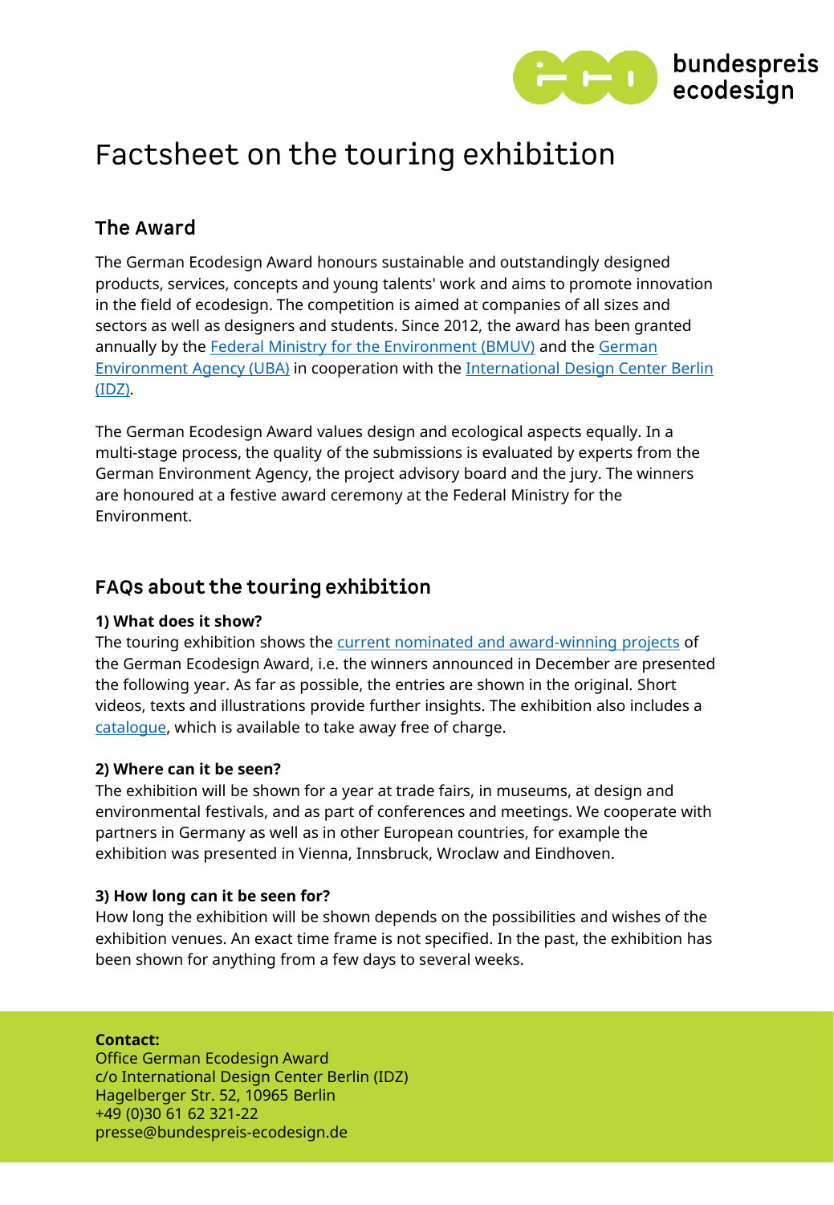# Factsheet on the touring exhibition

## The Award

The German Ecodesign Award honours sustainable and outstandingly designed products, services, concepts and young talents' work and aims to promote innovation in the field of ecodesign. The competition is aimed at companies of all sizes and sectors as well as designers and students. Since 2012, the award has been granted annually by the Federal Ministry for the Environment (BMUV) and the German Environment Agency (UBA) in cooperation with the International Design Center Berlin (IDZ).

The German Ecodesign Award values design and ecological aspects equally. In a multi-stage process, the quality of the submissions is evaluated by experts from the German Environment Agency, the project advisory board and the jury. The winners are honoured at a festive award ceremony at the Federal Ministry for the Environment.

## FAQs about the touring exhibition

**1) What does it show?**
The touring exhibition shows the current nominated and award-winning projects of the German Ecodesign Award, i.e. the winners announced in December are presented the following year. As far as possible, the entries are shown in the original. Short videos, texts and illustrations provide further insights. The exhibition also includes a catalogue, which is available to take away free of charge.

**2) Where can it be seen?**
The exhibition will be shown for a year at trade fairs, in museums, at design and environmental festivals, and as part of conferences and meetings. We cooperate with partners in Germany as well as in other European countries, for example the exhibition was presented in Vienna, Innsbruck, Wroclaw and Eindhoven.

**3) How long can it be seen for?**
How long the exhibition will be shown depends on the possibilities and wishes of the exhibition venues. An exact time frame is not specified. In the past, the exhibition has been shown for anything from a few days to several weeks.

**Contact:**
Office German Ecodesign Award
c/o International Design Center Berlin (IDZ)
Hagelberger Str. 52, 10965 Berlin
+49 (0)30 61 62 321-22
presse@bundespreis-ecodesign.de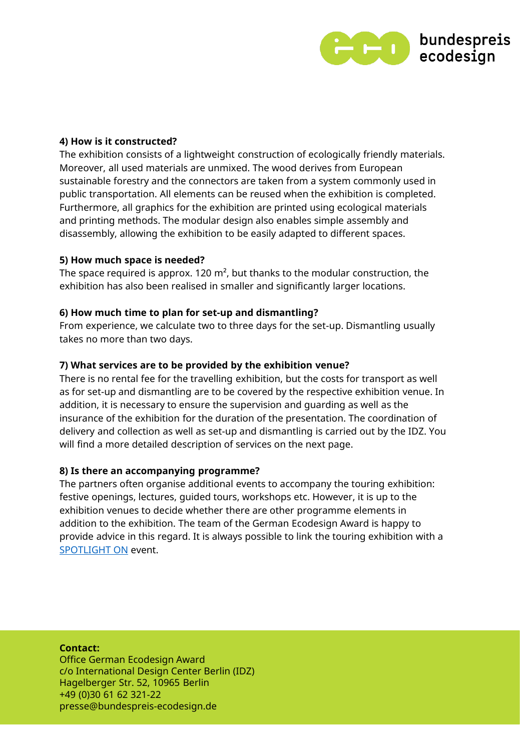#### 4) How is it constructed?

The exhibition consists of a lightweight construction of ecologically friendly materials. Moreover, all used materials are unmixed. The wood derives from European sustainable forestry and the connectors are taken from a system commonly used in public transportation. All elements can be reused when the exhibition is completed. Furthermore, all graphics for the exhibition are printed using ecological materials and printing methods. The modular design also enables simple assembly and disassembly, allowing the exhibition to be easily adapted to different spaces.

#### 5) How much space is needed?

The space required is approx. 120 m², but thanks to the modular construction, the exhibition has also been realised in smaller and significantly larger locations.

#### 6) How much time to plan for set-up and dismantling?

From experience, we calculate two to three days for the set-up. Dismantling usually takes no more than two days.

#### 7) What services are to be provided by the exhibition venue?

There is no rental fee for the travelling exhibition, but the costs for transport as well as for set-up and dismantling are to be covered by the respective exhibition venue. In addition, it is necessary to ensure the supervision and guarding as well as the insurance of the exhibition for the duration of the presentation. The coordination of delivery and collection as well as set-up and dismantling is carried out by the IDZ. You will find a more detailed description of services on the next page.

#### 8) Is there an accompanying programme?

The partners often organise additional events to accompany the touring exhibition: festive openings, lectures, guided tours, workshops etc. However, it is up to the exhibition venues to decide whether there are other programme elements in addition to the exhibition. The team of the German Ecodesign Award is happy to provide advice in this regard. It is always possible to link the touring exhibition with a SPOTLIGHT ON event.

**Contact:**
Office German Ecodesign Award
c/o International Design Center Berlin (IDZ)
Hagelberger Str. 52, 10965 Berlin
+49 (0)30 61 62 321-22
presse@bundespreis-ecodesign.de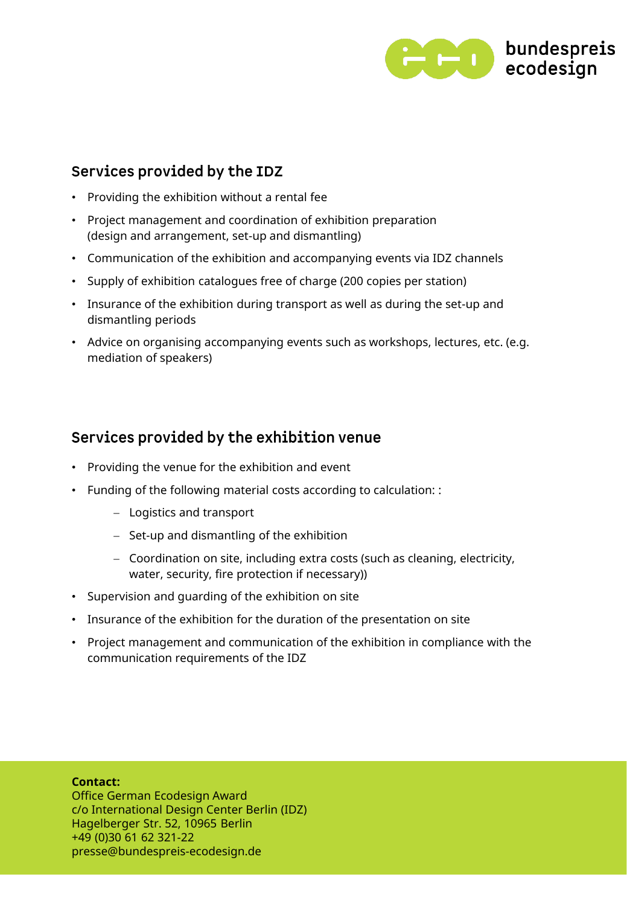## Services provided by the IDZ

- Providing the exhibition without a rental fee
- Project management and coordination of exhibition preparation (design and arrangement, set-up and dismantling)
- Communication of the exhibition and accompanying events via IDZ channels
- Supply of exhibition catalogues free of charge (200 copies per station)
- Insurance of the exhibition during transport as well as during the set-up and dismantling periods
- Advice on organising accompanying events such as workshops, lectures, etc. (e.g. mediation of speakers)

## Services provided by the exhibition venue

- Providing the venue for the exhibition and event
- Funding of the following material costs according to calculation: :
  - Logistics and transport
  - Set-up and dismantling of the exhibition
  - Coordination on site, including extra costs (such as cleaning, electricity, water, security, fire protection if necessary))
- Supervision and guarding of the exhibition on site
- Insurance of the exhibition for the duration of the presentation on site
- Project management and communication of the exhibition in compliance with the communication requirements of the IDZ

**Contact:**
Office German Ecodesign Award
c/o International Design Center Berlin (IDZ)
Hagelberger Str. 52, 10965 Berlin
+49 (0)30 61 62 321-22
presse@bundespreis-ecodesign.de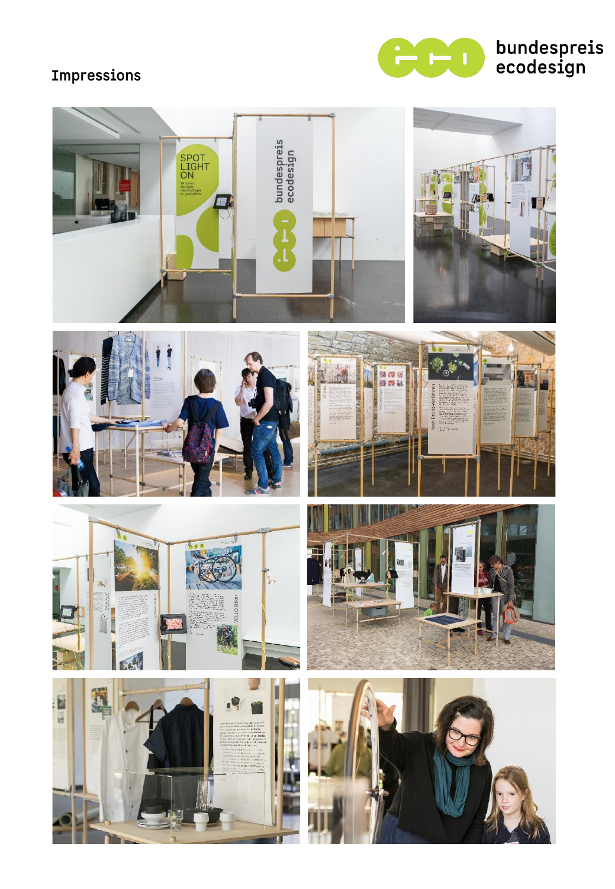# Impressions

bundespreis ecodesign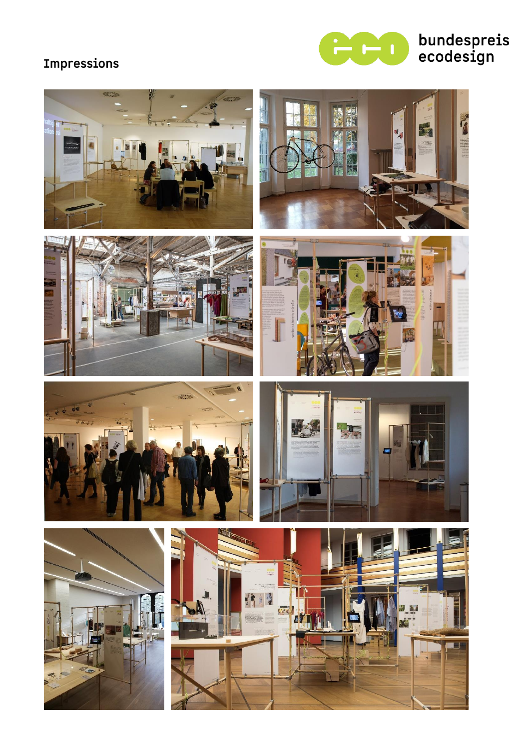# Impressions